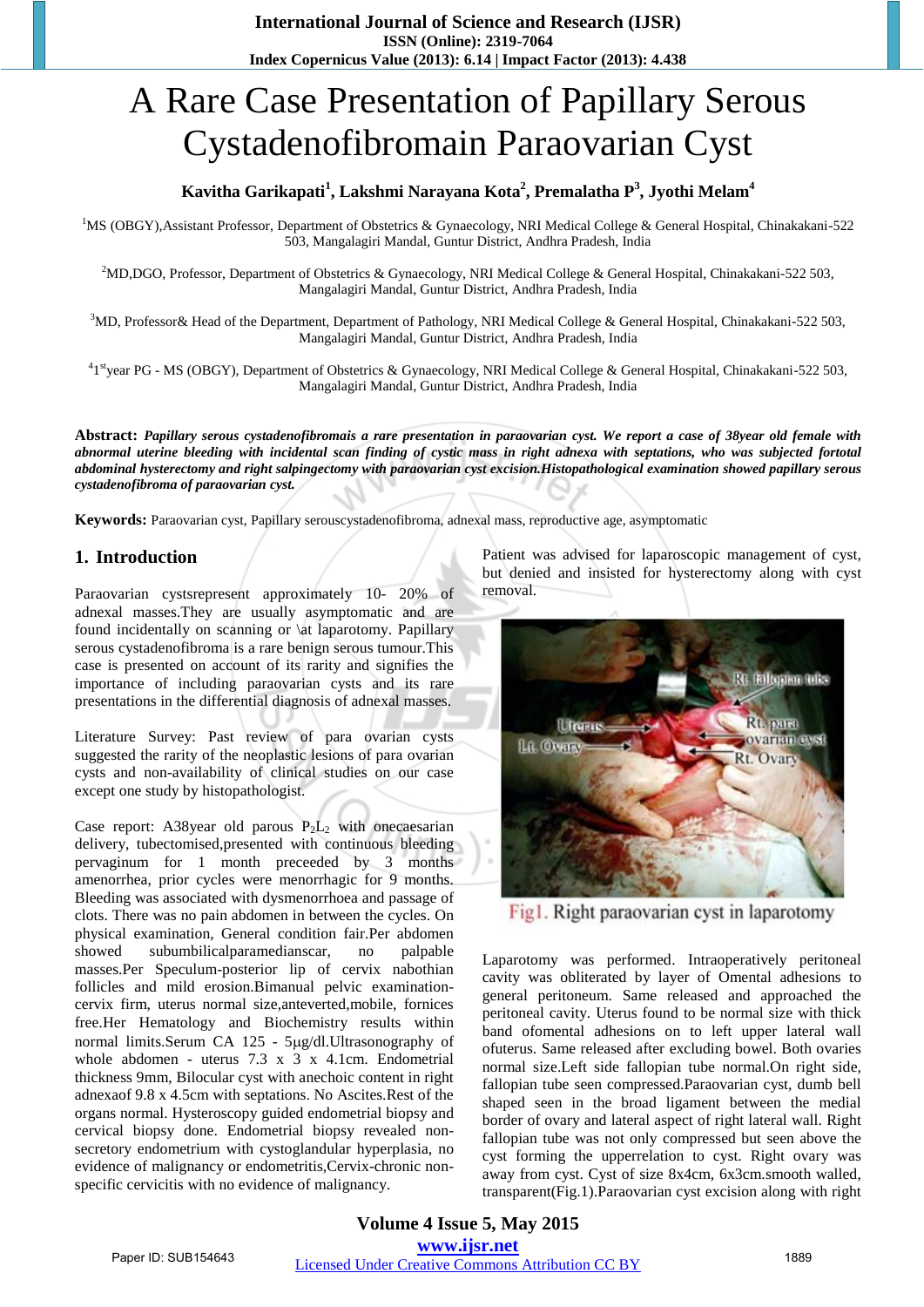# A Rare Case Presentation of Papillary Serous Cystadenofibromain Paraovarian Cyst

**Kavitha Garikapati[1], Lakshmi Narayana Kota[2], Premalatha P[3], Jyothi Melam[4]**

[1]MS (OBGY),Assistant Professor, Department of Obstetrics & Gynaecology, NRI Medical College & General Hospital, Chinakakani-522 503, Mangalagiri Mandal, Guntur District, Andhra Pradesh, India

[2]MD,DGO, Professor, Department of Obstetrics & Gynaecology, NRI Medical College & General Hospital, Chinakakani-522 503, Mangalagiri Mandal, Guntur District, Andhra Pradesh, India

[3]MD, Professor& Head of the Department, Department of Pathology, NRI Medical College & General Hospital, Chinakakani-522 503, Mangalagiri Mandal, Guntur District, Andhra Pradesh, India

[4]1[st]year PG - MS (OBGY), Department of Obstetrics & Gynaecology, NRI Medical College & General Hospital, Chinakakani-522 503, Mangalagiri Mandal, Guntur District, Andhra Pradesh, India

**Abstract:** ***Papillary serous cystadenofibromais a rare presentation in paraovarian cyst. We report a case of 38year old female with abnormal uterine bleeding with incidental scan finding of cystic mass in right adnexa with septations, who was subjected fortotal abdominal hysterectomy and right salpingectomy with paraovarian cyst excision.Histopathological examination showed papillary serous cystadenofibroma of paraovarian cyst.***

**Keywords:** Paraovarian cyst, Papillary serouscystadenofibroma, adnexal mass, reproductive age, asymptomatic

## 1. Introduction

Paraovarian cystsrepresent approximately 10- 20% of adnexal masses.They are usually asymptomatic and are found incidentally on scanning or \at laparotomy. Papillary serous cystadenofibroma is a rare benign serous tumour.This case is presented on account of its rarity and signifies the importance of including paraovarian cysts and its rare presentations in the differential diagnosis of adnexal masses.

Literature Survey: Past review of para ovarian cysts suggested the rarity of the neoplastic lesions of para ovarian cysts and non-availability of clinical studies on our case except one study by histopathologist.

Case report: A38year old parous $P_2L_2$ with onecaesarian delivery, tubectomised,presented with continuous bleeding pervaginum for 1 month preceeded by 3 months amenorrhea, prior cycles were menorrhagic for 9 months. Bleeding was associated with dysmenorrhoea and passage of clots. There was no pain abdomen in between the cycles. On physical examination, General condition fair.Per abdomen showed subumbilicalparamedianscar, no palpable masses.Per Speculum-posterior lip of cervix nabothian follicles and mild erosion.Bimanual pelvic examination-cervix firm, uterus normal size,anteverted,mobile, fornices free.Her Hematology and Biochemistry results within normal limits.Serum CA 125 - 5µg/dl.Ultrasonography of whole abdomen - uterus 7.3 x 3 x 4.1cm. Endometrial thickness 9mm, Bilocular cyst with anechoic content in right adnexaof 9.8 x 4.5cm with septations. No Ascites.Rest of the organs normal. Hysteroscopy guided endometrial biopsy and cervical biopsy done. Endometrial biopsy revealed non-secretory endometrium with cystoglandular hyperplasia, no evidence of malignancy or endometritis,Cervix-chronic non-specific cervicitis with no evidence of malignancy.

Patient was advised for laparoscopic management of cyst, but denied and insisted for hysterectomy along with cyst removal.

Fig1. Right paraovarian cyst in laparotomy

Laparotomy was performed. Intraoperatively peritoneal cavity was obliterated by layer of Omental adhesions to general peritoneum. Same released and approached the peritoneal cavity. Uterus found to be normal size with thick band ofomental adhesions on to left upper lateral wall ofuterus. Same released after excluding bowel. Both ovaries normal size.Left side fallopian tube normal.On right side, fallopian tube seen compressed.Paraovarian cyst, dumb bell shaped seen in the broad ligament between the medial border of ovary and lateral aspect of right lateral wall. Right fallopian tube was not only compressed but seen above the cyst forming the upperrelation to cyst. Right ovary was away from cyst. Cyst of size 8x4cm, 6x3cm.smooth walled, transparent(Fig.1).Paraovarian cyst excision along with right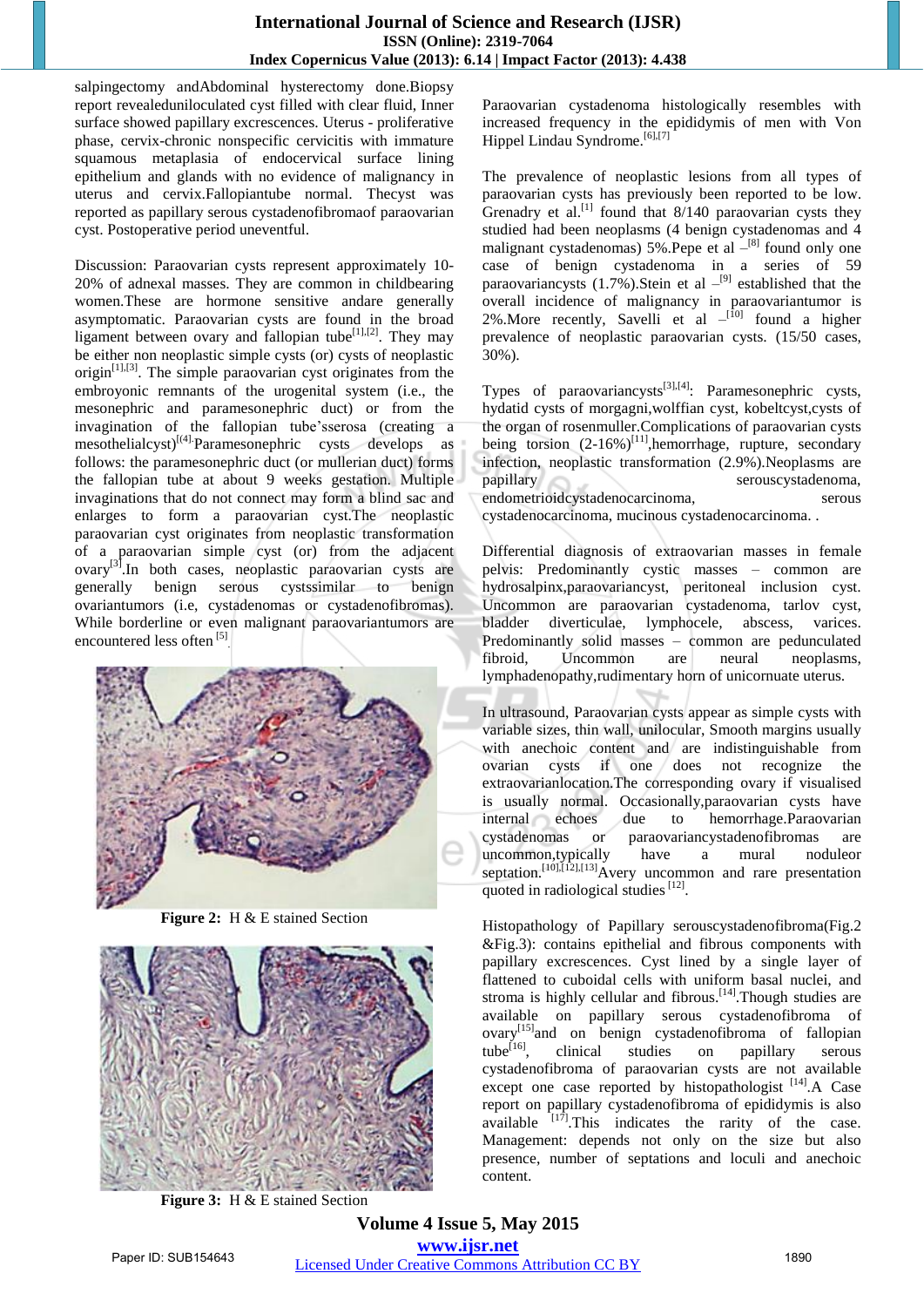salpingectomy andAbdominal hysterectomy done.Biopsy report revealedunilоculated cyst filled with clear fluid, Inner surface showed papillary excrescences. Uterus - proliferative phase, cervix-chronic nonspecific cervicitis with immature squamous metaplasia of endocervical surface lining epithelium and glands with no evidence of malignancy in uterus and cervix.Fallopiantube normal. Thecyst was reported as papillary serous cystadenofibromaof paraovarian cyst. Postoperative period uneventful.

Discussion: Paraovarian cysts represent approximately 10-20% of adnexal masses. They are common in childbearing women.These are hormone sensitive andare generally asymptomatic. Paraovarian cysts are found in the broad ligament between ovary and fallopian tube[1],[2]. They may be either non neoplastic simple cysts (or) cysts of neoplastic origin[1],[3]. The simple paraovarian cyst originates from the embroyonic remnants of the urogenital system (i.e., the mesonephric and paramesonephric duct) or from the invagination of the fallopian tube'sserosa (creating a mesothelialcyst)[4].Paramesonephric cysts develops as follows: the paramesonephric duct (or mullerian duct) forms the fallopian tube at about 9 weeks gestation. Multiple invaginations that do not connect may form a blind sac and enlarges to form a paraovarian cyst.The neoplastic paraovarian cyst originates from neoplastic transformation of a paraovarian simple cyst (or) from the adjacent ovary[3].In both cases, neoplastic paraovarian cysts are generally benign serous cystssimilar to benign ovariantumors (i.e, cystadenomas or cystadenofibromas). While borderline or even malignant paraovariantumors are encountered less often [5].

**Figure 2:** H & E stained Section

**Figure 3:** H & E stained Section

Paraovarian cystadenoma histologically resembles with increased frequency in the epididymis of men with Von Hippel Lindau Syndrome.[6],[7]

The prevalence of neoplastic lesions from all types of paraovarian cysts has previously been reported to be low. Grenadry et al.[1] found that 8/140 paraovarian cysts they studied had been neoplasms (4 benign cystadenomas and 4 malignant cystadenomas) 5%.Pepe et al –[8] found only one case of benign cystadenoma in a series of 59 paraovariancysts (1.7%).Stein et al –[9] established that the overall incidence of malignancy in paraovariantumor is 2%.More recently, Savelli et al –[10] found a higher prevalence of neoplastic paraovarian cysts. (15/50 cases, 30%).

Types of paraovariancysts[3],[4]: Paramesonephric cysts, hydatid cysts of morgagni,wolffian cyst, kobeltcyst,cysts of the organ of rosenmuller.Complications of paraovarian cysts being torsion (2-16%)[11],hemorrhage, rupture, secondary infection, neoplastic transformation (2.9%).Neoplasms are papillary serouscystadenoma, endometrioidcystadenocarcinoma, serous cystadenocarcinoma, mucinous cystadenocarcinoma. .

Differential diagnosis of extraovarian masses in female pelvis: Predominantly cystic masses – common are hydrosalpinx,paraovariancyst, peritoneal inclusion cyst. Uncommon are paraovarian cystadenoma, tarlov cyst, bladder diverticulae, lymphocele, abscess, varices. Predominantly solid masses – common are pedunculated fibroid, Uncommon are neural neoplasms, lymphadenopathy,rudimentary horn of unicornuate uterus.

In ultrasound, Paraovarian cysts appear as simple cysts with variable sizes, thin wall, unilocular, Smooth margins usually with anechoic content and are indistinguishable from ovarian cysts if one does not recognize the extraovarianlocation.The corresponding ovary if visualised is usually normal. Occasionally,paraovarian cysts have internal echoes due to hemorrhage.Paraovarian cystadenomas or paraovariancystadenofibromas are uncommon,typically have a mural noduleor septation.[10],[12],[13]Avery uncommon and rare presentation quoted in radiological studies [12].

Histopathology of Papillary serouscystadenofibroma(Fig.2 &Fig.3): contains epithelial and fibrous components with papillary excrescences. Cyst lined by a single layer of flattened to cuboidal cells with uniform basal nuclei, and stroma is highly cellular and fibrous.[14].Though studies are available on papillary serous cystadenofibroma of ovary[15]and on benign cystadenofibroma of fallopian tube[16], clinical studies on papillary serous cystadenofibroma of paraovarian cysts are not available except one case reported by histopathologist [14].A Case report on papillary cystadenofibroma of epididymis is also available [17].This indicates the rarity of the case. Management: depends not only on the size but also presence, number of septations and loculi and anechoic content.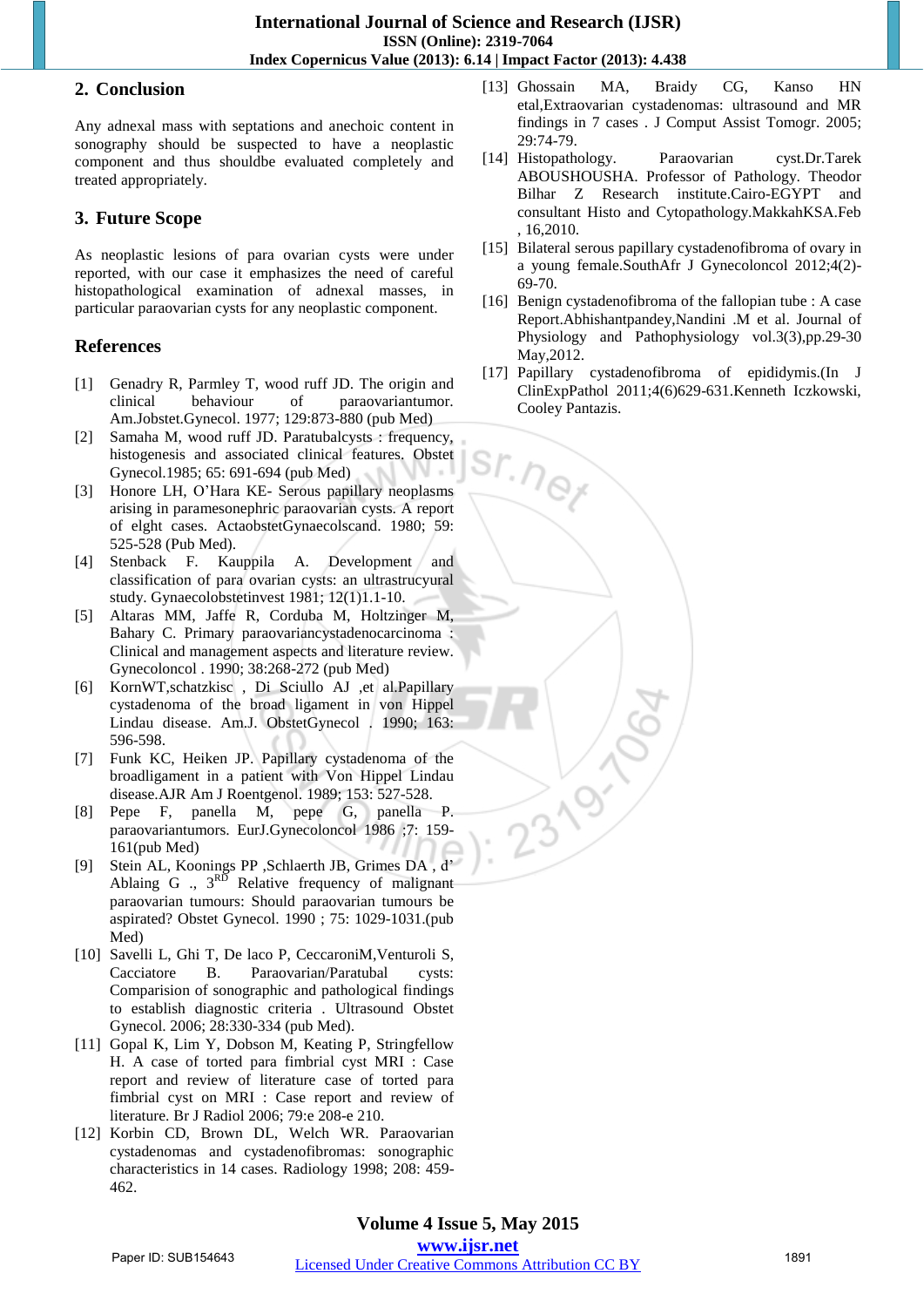## 2. Conclusion

Any adnexal mass with septations and anechoic content in sonography should be suspected to have a neoplastic component and thus shouldbe evaluated completely and treated appropriately.

## 3. Future Scope

As neoplastic lesions of para ovarian cysts were under reported, with our case it emphasizes the need of careful histopathological examination of adnexal masses, in particular paraovarian cysts for any neoplastic component.

## References

[1] Genadry R, Parmley T, wood ruff JD. The origin and clinical behaviour of paraovariantumor. Am.Jobstet.Gynecol. 1977; 129:873-880 (pub Med)

[2] Samaha M, wood ruff JD. Paratubalcysts : frequency, histogenesis and associated clinical features. Obstet Gynecol.1985; 65: 691-694 (pub Med)

[3] Honore LH, O'Hara KE- Serous papillary neoplasms arising in paramesonephric paraovarian cysts. A report of elght cases. ActaobstetGynaecolscand. 1980; 59: 525-528 (Pub Med).

[4] Stenback F. Kauppila A. Development and classification of para ovarian cysts: an ultrastrucyural study. Gynaecolobstetinvest 1981; 12(1)1.1-10.

[5] Altaras MM, Jaffe R, Corduba M, Holtzinger M, Bahary C. Primary paraovariancystadenocarcinoma : Clinical and management aspects and literature review. Gynecoloncol . 1990; 38:268-272 (pub Med)

[6] KornWT,schatzkisc , Di Sciullo AJ ,et al.Papillary cystadenoma of the broad ligament in von Hippel Lindau disease. Am.J. ObstetGynecol . 1990; 163: 596-598.

[7] Funk KC, Heiken JP. Papillary cystadenoma of the broadligament in a patient with Von Hippel Lindau disease.AJR Am J Roentgenol. 1989; 153: 527-528.

[8] Pepe F, panella M, pepe G, panella P. paraovariantumors. EurJ.Gynecoloncol 1986 ;7: 159-161(pub Med)

[9] Stein AL, Koonings PP ,Schlaerth JB, Grimes DA , d' Ablaing G ., 3RD Relative frequency of malignant paraovarian tumours: Should paraovarian tumours be aspirated? Obstet Gynecol. 1990 ; 75: 1029-1031.(pub Med)

[10] Savelli L, Ghi T, De laco P, CeccaroniM,Venturoli S, Cacciatore B. Paraovarian/Paratubal cysts: Comparision of sonographic and pathological findings to establish diagnostic criteria . Ultrasound Obstet Gynecol. 2006; 28:330-334 (pub Med).

[11] Gopal K, Lim Y, Dobson M, Keating P, Stringfellow H. A case of torted para fimbrial cyst MRI : Case report and review of literature case of torted para fimbrial cyst on MRI : Case report and review of literature. Br J Radiol 2006; 79:e 208-e 210.

[12] Korbin CD, Brown DL, Welch WR. Paraovarian cystadenomas and cystadenofibromas: sonographic characteristics in 14 cases. Radiology 1998; 208: 459-462.

[13] Ghossain MA, Braidy CG, Kanso HN etal,Extraovarian cystadenomas: ultrasound and MR findings in 7 cases . J Comput Assist Tomogr. 2005; 29:74-79.

[14] Histopathology. Paraovarian cyst.Dr.Tarek ABOUSHOUSHA. Professor of Pathology. Theodor Bilhar Z Research institute.Cairo-EGYPT and consultant Histo and Cytopathology.MakkahKSA.Feb , 16,2010.

[15] Bilateral serous papillary cystadenofibroma of ovary in a young female.SouthAfr J Gynecoloncol 2012;4(2)-69-70.

[16] Benign cystadenofibroma of the fallopian tube : A case Report.Abhishantpandey,Nandini .M et al. Journal of Physiology and Pathophysiology vol.3(3),pp.29-30 May,2012.

[17] Papillary cystadenofibroma of epididymis.(In J ClinExpPathol 2011;4(6)629-631.Kenneth Iczkowski, Cooley Pantazis.